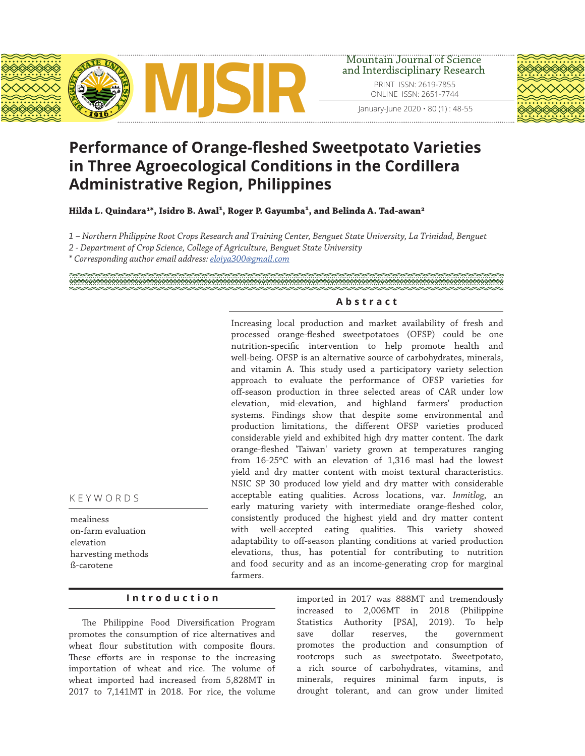# Performance of Orange-fleshed Sweetpotato Varieties in Three Agroecological Conditions in the Cordillera Administrative Region, Philippines

**Hilda L. Quindara[1]*, Isidro B. Awal[1], Roger P. Gayumba[1], and Belinda A. Tad-awan[2]**

*1 – Northern Philippine Root Crops Research and Training Center, Benguet State University, La Trinidad, Benguet*

*2 - Department of Crop Science, College of Agriculture, Benguet State University*

*\* Corresponding author email address: eloiya300@gmail.com*

## Abstract

Increasing local production and market availability of fresh and processed orange-fleshed sweetpotatoes (OFSP) could be one nutrition-specific intervention to help promote health and well-being. OFSP is an alternative source of carbohydrates, minerals, and vitamin A. This study used a participatory variety selection approach to evaluate the performance of OFSP varieties for off-season production in three selected areas of CAR under low elevation, mid-elevation, and highland farmers' production systems. Findings show that despite some environmental and production limitations, the different OFSP varieties produced considerable yield and exhibited high dry matter content. The dark orange-fleshed 'Taiwan' variety grown at temperatures ranging from 16-25ºC with an elevation of 1,316 masl had the lowest yield and dry matter content with moist textural characteristics. NSIC SP 30 produced low yield and dry matter with considerable acceptable eating qualities. Across locations, var. *Inmitlog*, an early maturing variety with intermediate orange-fleshed color, consistently produced the highest yield and dry matter content with well-accepted eating qualities. This variety showed adaptability to off-season planting conditions at varied production elevations, thus, has potential for contributing to nutrition and food security and as an income-generating crop for marginal farmers.

## KEYWORDS

mealiness
on-farm evaluation
elevation
harvesting methods
ß-carotene

## Introduction

The Philippine Food Diversification Program promotes the consumption of rice alternatives and wheat flour substitution with composite flours. These efforts are in response to the increasing importation of wheat and rice. The volume of wheat imported had increased from 5,828MT in 2017 to 7,141MT in 2018. For rice, the volume imported in 2017 was 888MT and tremendously increased to 2,006MT in 2018 (Philippine Statistics Authority [PSA], 2019). To help save dollar reserves, the government promotes the production and consumption of rootcrops such as sweetpotato. Sweetpotato, a rich source of carbohydrates, vitamins, and minerals, requires minimal farm inputs, is drought tolerant, and can grow under limited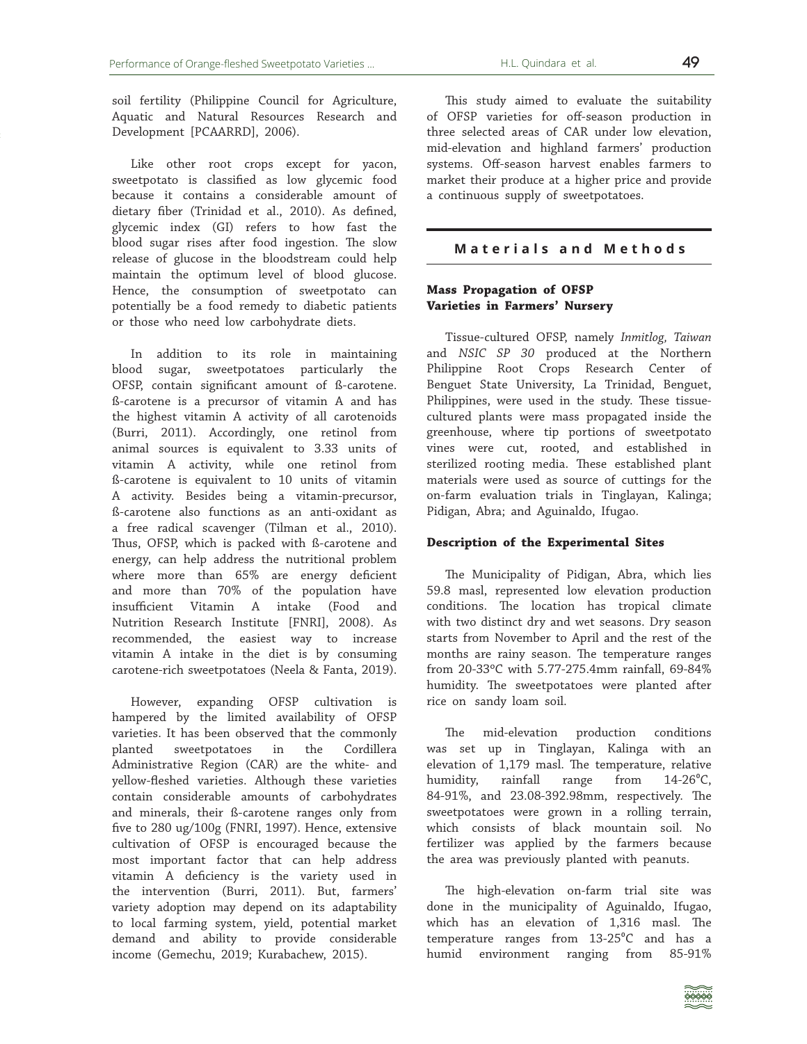soil fertility (Philippine Council for Agriculture, Aquatic and Natural Resources Research and Development [PCAARRD], 2006).

Like other root crops except for yacon, sweetpotato is classified as low glycemic food because it contains a considerable amount of dietary fiber (Trinidad et al., 2010). As defined, glycemic index (GI) refers to how fast the blood sugar rises after food ingestion. The slow release of glucose in the bloodstream could help maintain the optimum level of blood glucose. Hence, the consumption of sweetpotato can potentially be a food remedy to diabetic patients or those who need low carbohydrate diets.

In addition to its role in maintaining blood sugar, sweetpotatoes particularly the OFSP, contain significant amount of ß-carotene. ß-carotene is a precursor of vitamin A and has the highest vitamin A activity of all carotenoids (Burri, 2011). Accordingly, one retinol from animal sources is equivalent to 3.33 units of vitamin A activity, while one retinol from ß-carotene is equivalent to 10 units of vitamin A activity. Besides being a vitamin-precursor, ß-carotene also functions as an anti-oxidant as a free radical scavenger (Tilman et al., 2010). Thus, OFSP, which is packed with ß-carotene and energy, can help address the nutritional problem where more than 65% are energy deficient and more than 70% of the population have insufficient Vitamin A intake (Food and Nutrition Research Institute [FNRI], 2008). As recommended, the easiest way to increase vitamin A intake in the diet is by consuming carotene-rich sweetpotatoes (Neela & Fanta, 2019).

However, expanding OFSP cultivation is hampered by the limited availability of OFSP varieties. It has been observed that the commonly planted sweetpotatoes in the Cordillera Administrative Region (CAR) are the white- and yellow-fleshed varieties. Although these varieties contain considerable amounts of carbohydrates and minerals, their ß-carotene ranges only from five to 280 ug/100g (FNRI, 1997). Hence, extensive cultivation of OFSP is encouraged because the most important factor that can help address vitamin A deficiency is the variety used in the intervention (Burri, 2011). But, farmers' variety adoption may depend on its adaptability to local farming system, yield, potential market demand and ability to provide considerable income (Gemechu, 2019; Kurabachew, 2015).

This study aimed to evaluate the suitability of OFSP varieties for off-season production in three selected areas of CAR under low elevation, mid-elevation and highland farmers' production systems. Off-season harvest enables farmers to market their produce at a higher price and provide a continuous supply of sweetpotatoes.

## Materials and Methods

### Mass Propagation of OFSP Varieties in Farmers' Nursery

Tissue-cultured OFSP, namely *Inmitlog*, *Taiwan* and *NSIC SP 30* produced at the Northern Philippine Root Crops Research Center of Benguet State University, La Trinidad, Benguet, Philippines, were used in the study. These tissue-cultured plants were mass propagated inside the greenhouse, where tip portions of sweetpotato vines were cut, rooted, and established in sterilized rooting media. These established plant materials were used as source of cuttings for the on-farm evaluation trials in Tinglayan, Kalinga; Pidigan, Abra; and Aguinaldo, Ifugao.

### Description of the Experimental Sites

The Municipality of Pidigan, Abra, which lies 59.8 masl, represented low elevation production conditions. The location has tropical climate with two distinct dry and wet seasons. Dry season starts from November to April and the rest of the months are rainy season. The temperature ranges from 20-33ºC with 5.77-275.4mm rainfall, 69-84% humidity. The sweetpotatoes were planted after rice on sandy loam soil.

The mid-elevation production conditions was set up in Tinglayan, Kalinga with an elevation of 1,179 masl. The temperature, relative humidity, rainfall range from 14-26ºC, 84-91%, and 23.08-392.98mm, respectively. The sweetpotatoes were grown in a rolling terrain, which consists of black mountain soil. No fertilizer was applied by the farmers because the area was previously planted with peanuts.

The high-elevation on-farm trial site was done in the municipality of Aguinaldo, Ifugao, which has an elevation of 1,316 masl. The temperature ranges from 13-25ºC and has a humid environment ranging from 85-91%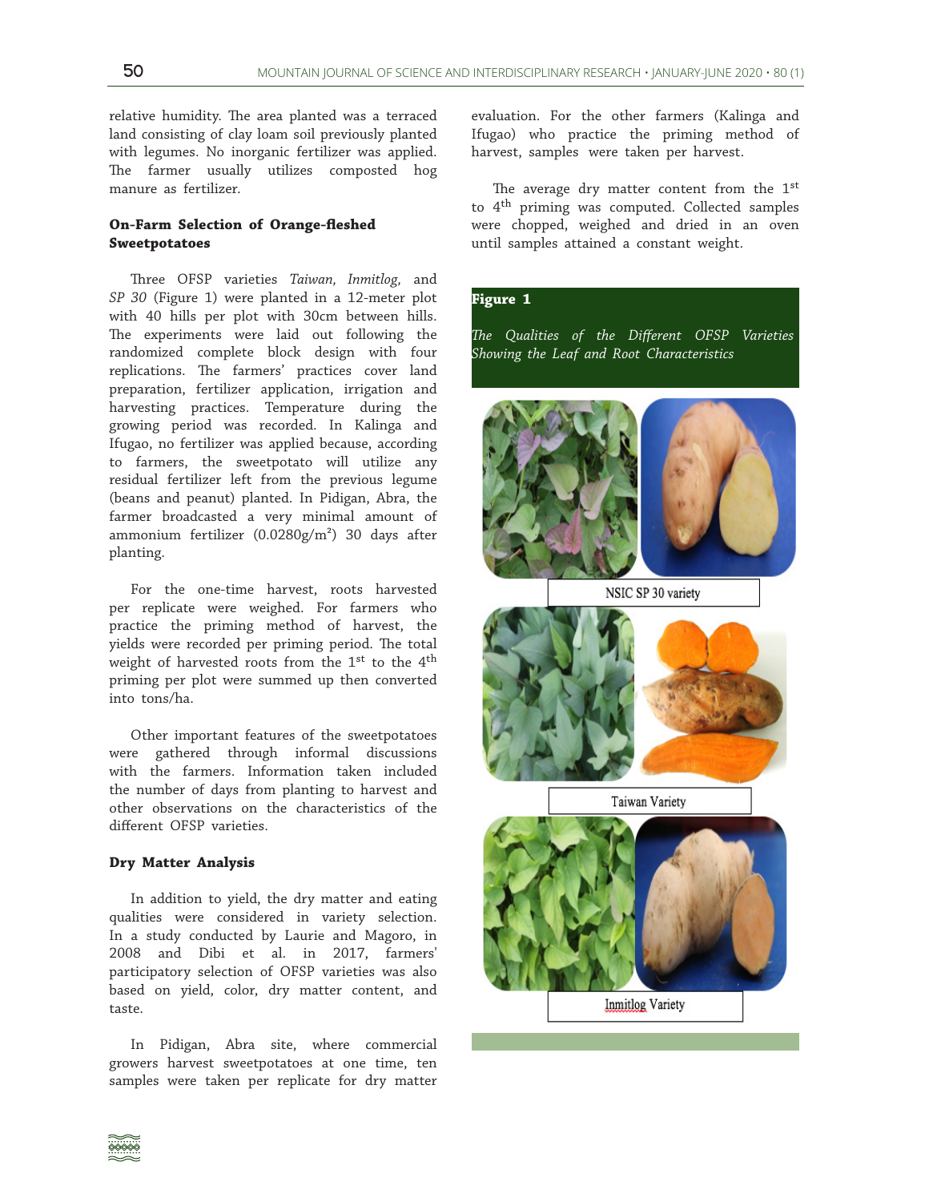relative humidity. The area planted was a terraced land consisting of clay loam soil previously planted with legumes. No inorganic fertilizer was applied. The farmer usually utilizes composted hog manure as fertilizer.

### On-Farm Selection of Orange-fleshed Sweetpotatoes

Three OFSP varieties *Taiwan, Inmitlog,* and *SP 30* (Figure 1) were planted in a 12-meter plot with 40 hills per plot with 30cm between hills. The experiments were laid out following the randomized complete block design with four replications. The farmers' practices cover land preparation, fertilizer application, irrigation and harvesting practices. Temperature during the growing period was recorded. In Kalinga and Ifugao, no fertilizer was applied because, according to farmers, the sweetpotato will utilize any residual fertilizer left from the previous legume (beans and peanut) planted. In Pidigan, Abra, the farmer broadcasted a very minimal amount of ammonium fertilizer (0.0280g/m$^2$) 30 days after planting.

For the one-time harvest, roots harvested per replicate were weighed. For farmers who practice the priming method of harvest, the yields were recorded per priming period. The total weight of harvested roots from the 1$^{st}$ to the 4$^{th}$ priming per plot were summed up then converted into tons/ha.

Other important features of the sweetpotatoes were gathered through informal discussions with the farmers. Information taken included the number of days from planting to harvest and other observations on the characteristics of the different OFSP varieties.

### Dry Matter Analysis

In addition to yield, the dry matter and eating qualities were considered in variety selection. In a study conducted by Laurie and Magoro, in 2008 and Dibi et al. in 2017, farmers' participatory selection of OFSP varieties was also based on yield, color, dry matter content, and taste.

In Pidigan, Abra site, where commercial growers harvest sweetpotatoes at one time, ten samples were taken per replicate for dry matter evaluation. For the other farmers (Kalinga and Ifugao) who practice the priming method of harvest, samples were taken per harvest.

The average dry matter content from the 1$^{st}$ to 4$^{th}$ priming was computed. Collected samples were chopped, weighed and dried in an oven until samples attained a constant weight.

**Figure 1**

*The Qualities of the Different OFSP Varieties Showing the Leaf and Root Characteristics*

NSIC SP 30 variety

Taiwan Variety

Inmitlog Variety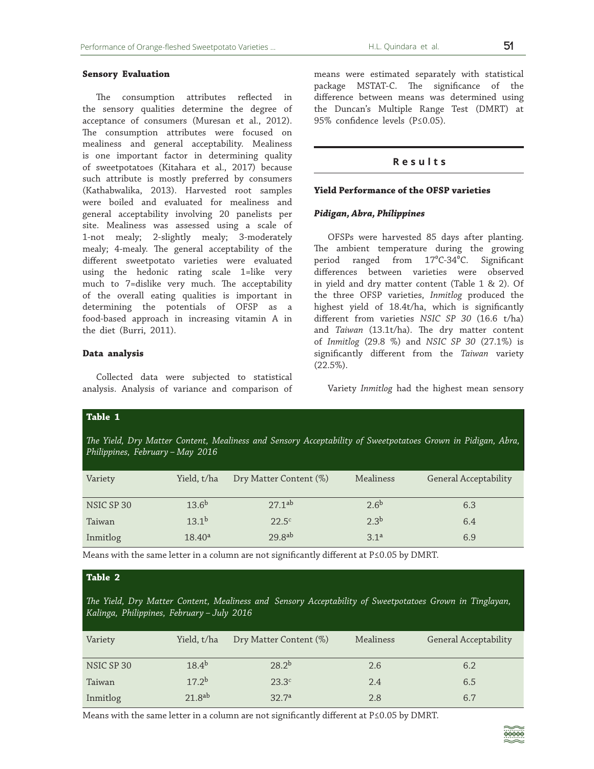### Sensory Evaluation

The consumption attributes reflected in the sensory qualities determine the degree of acceptance of consumers (Muresan et al., 2012). The consumption attributes were focused on mealiness and general acceptability. Mealiness is one important factor in determining quality of sweetpotatoes (Kitahara et al., 2017) because such attribute is mostly preferred by consumers (Kathabwalika, 2013). Harvested root samples were boiled and evaluated for mealiness and general acceptability involving 20 panelists per site. Mealiness was assessed using a scale of 1-not mealy; 2-slightly mealy; 3-moderately mealy; 4-mealy. The general acceptability of the different sweetpotato varieties were evaluated using the hedonic rating scale 1=like very much to 7=dislike very much. The acceptability of the overall eating qualities is important in determining the potentials of OFSP as a food-based approach in increasing vitamin A in the diet (Burri, 2011).

### Data analysis

Collected data were subjected to statistical analysis. Analysis of variance and comparison of means were estimated separately with statistical package MSTAT-C. The significance of the difference between means was determined using the Duncan's Multiple Range Test (DMRT) at 95% confidence levels ($P \leq 0.05$).

## Results

### Yield Performance of the OFSP varieties

#### *Pidigan, Abra, Philippines*

OFSPs were harvested 85 days after planting. The ambient temperature during the growing period ranged from 17°C-34°C. Significant differences between varieties were observed in yield and dry matter content (Table 1 & 2). Of the three OFSP varieties, *Inmitlog* produced the highest yield of 18.4t/ha, which is significantly different from varieties *NSIC SP 30* (16.6 t/ha) and *Taiwan* (13.1t/ha). The dry matter content of *Inmitlog* (29.8 %) and *NSIC SP 30* (27.1%) is significantly different from the *Taiwan* variety (22.5%).

Variety *Inmitlog* had the highest mean sensory

**Table 1**

*The Yield, Dry Matter Content, Mealiness and Sensory Acceptability of Sweetpotatoes Grown in Pidigan, Abra, Philippines, February – May 2016*

| Variety | Yield, t/ha | Dry Matter Content (%) | Mealiness | General Acceptability |
|---|---|---|---|---|
| NSIC SP 30 | 13.6$^{b}$ | 27.1$^{ab}$ | 2.6$^{b}$ | 6.3 |
| Taiwan | 13.1$^{b}$ | 22.5$^{c}$ | 2.3$^{b}$ | 6.4 |
| Inmitlog | 18.40$^{a}$ | 29.8$^{ab}$ | 3.1$^{a}$ | 6.9 |

Means with the same letter in a column are not significantly different at $P \leq 0.05$ by DMRT.

**Table 2**

*The Yield, Dry Matter Content, Mealiness and Sensory Acceptability of Sweetpotatoes Grown in Tinglayan, Kalinga, Philippines, February – July 2016*

| Variety | Yield, t/ha | Dry Matter Content (%) | Mealiness | General Acceptability |
|---|---|---|---|---|
| NSIC SP 30 | 18.4$^{b}$ | 28.2$^{b}$ | 2.6 | 6.2 |
| Taiwan | 17.2$^{b}$ | 23.3$^{c}$ | 2.4 | 6.5 |
| Inmitlog | 21.8$^{ab}$ | 32.7$^{a}$ | 2.8 | 6.7 |

Means with the same letter in a column are not significantly different at $P \leq 0.05$ by DMRT.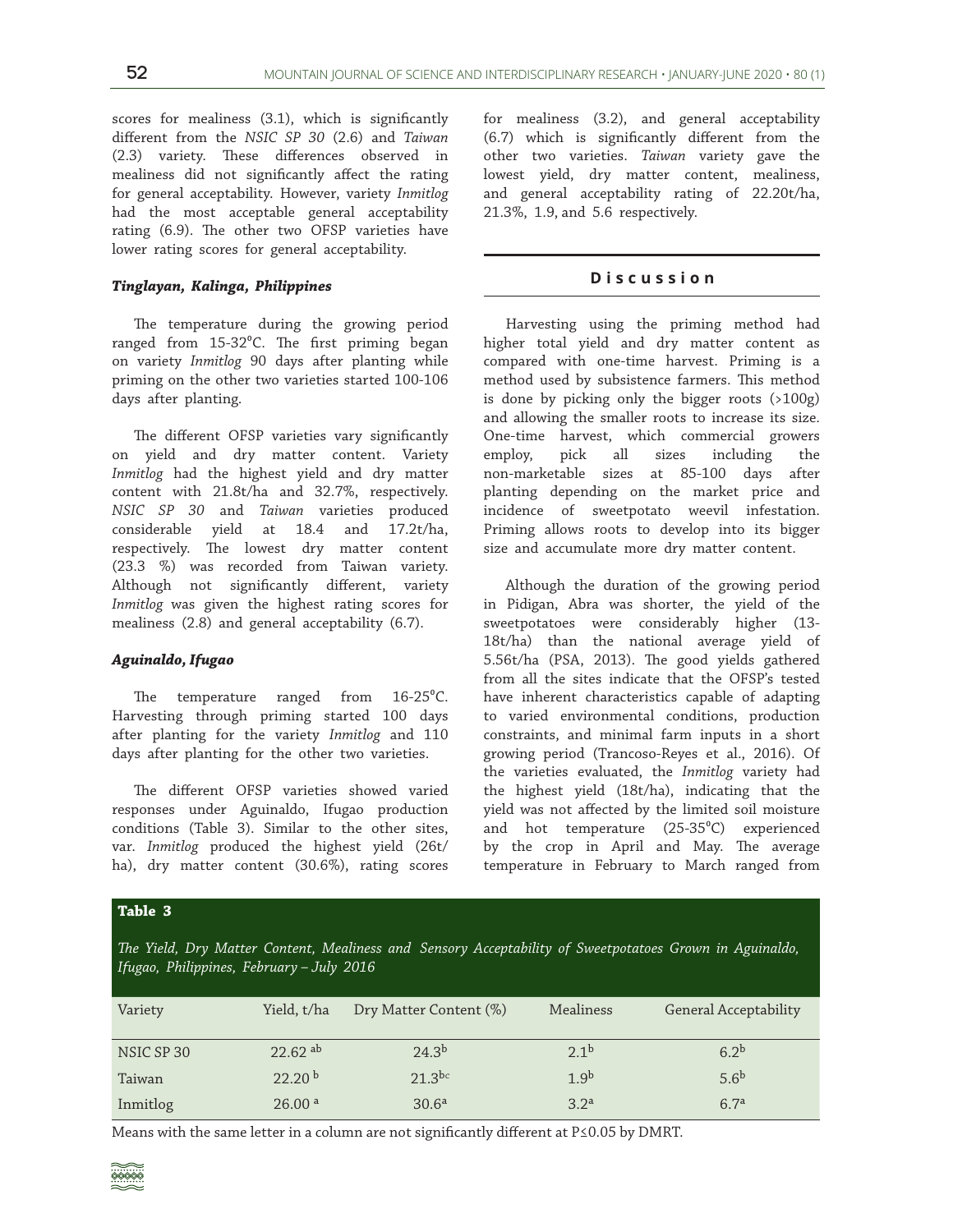scores for mealiness (3.1), which is significantly different from the *NSIC SP 30* (2.6) and *Taiwan* (2.3) variety. These differences observed in mealiness did not significantly affect the rating for general acceptability. However, variety *Inmitlog* had the most acceptable general acceptability rating (6.9). The other two OFSP varieties have lower rating scores for general acceptability.

### *Tinglayan, Kalinga, Philippines*

The temperature during the growing period ranged from 15-32°C. The first priming began on variety *Inmitlog* 90 days after planting while priming on the other two varieties started 100-106 days after planting.

The different OFSP varieties vary significantly on yield and dry matter content. Variety *Inmitlog* had the highest yield and dry matter content with 21.8t/ha and 32.7%, respectively. *NSIC SP 30* and *Taiwan* varieties produced considerable yield at 18.4 and 17.2t/ha, respectively. The lowest dry matter content (23.3 %) was recorded from Taiwan variety. Although not significantly different, variety *Inmitlog* was given the highest rating scores for mealiness (2.8) and general acceptability (6.7).

### *Aguinaldo, Ifugao*

The temperature ranged from 16-25°C. Harvesting through priming started 100 days after planting for the variety *Inmitlog* and 110 days after planting for the other two varieties.

The different OFSP varieties showed varied responses under Aguinaldo, Ifugao production conditions (Table 3). Similar to the other sites, var. *Inmitlog* produced the highest yield (26t/ha), dry matter content (30.6%), rating scores for mealiness (3.2), and general acceptability (6.7) which is significantly different from the other two varieties. *Taiwan* variety gave the lowest yield, dry matter content, mealiness, and general acceptability rating of 22.20t/ha, 21.3%, 1.9, and 5.6 respectively.

## Discussion

Harvesting using the priming method had higher total yield and dry matter content as compared with one-time harvest. Priming is a method used by subsistence farmers. This method is done by picking only the bigger roots (>100g) and allowing the smaller roots to increase its size. One-time harvest, which commercial growers employ, pick all sizes including the non-marketable sizes at 85-100 days after planting depending on the market price and incidence of sweetpotato weevil infestation. Priming allows roots to develop into its bigger size and accumulate more dry matter content.

Although the duration of the growing period in Pidigan, Abra was shorter, the yield of the sweetpotatoes were considerably higher (13-18t/ha) than the national average yield of 5.56t/ha (PSA, 2013). The good yields gathered from all the sites indicate that the OFSP's tested have inherent characteristics capable of adapting to varied environmental conditions, production constraints, and minimal farm inputs in a short growing period (Trancoso-Reyes et al., 2016). Of the varieties evaluated, the *Inmitlog* variety had the highest yield (18t/ha), indicating that the yield was not affected by the limited soil moisture and hot temperature (25-35°C) experienced by the crop in April and May. The average temperature in February to March ranged from

**Table 3**

*The Yield, Dry Matter Content, Mealiness and Sensory Acceptability of Sweetpotatoes Grown in Aguinaldo, Ifugao, Philippines, February – July 2016*

| Variety | Yield, t/ha | Dry Matter Content (%) | Mealiness | General Acceptability |
|---|---|---|---|---|
| NSIC SP 30 | 22.62 $^{ab}$ | 24.3$^{b}$ | 2.1$^{b}$ | 6.2$^{b}$ |
| Taiwan | 22.20 $^{b}$ | 21.3$^{bc}$ | 1.9$^{b}$ | 5.6$^{b}$ |
| Inmitlog | 26.00 $^{a}$ | 30.6$^{a}$ | 3.2$^{a}$ | 6.7$^{a}$ |

Means with the same letter in a column are not significantly different at P≤0.05 by DMRT.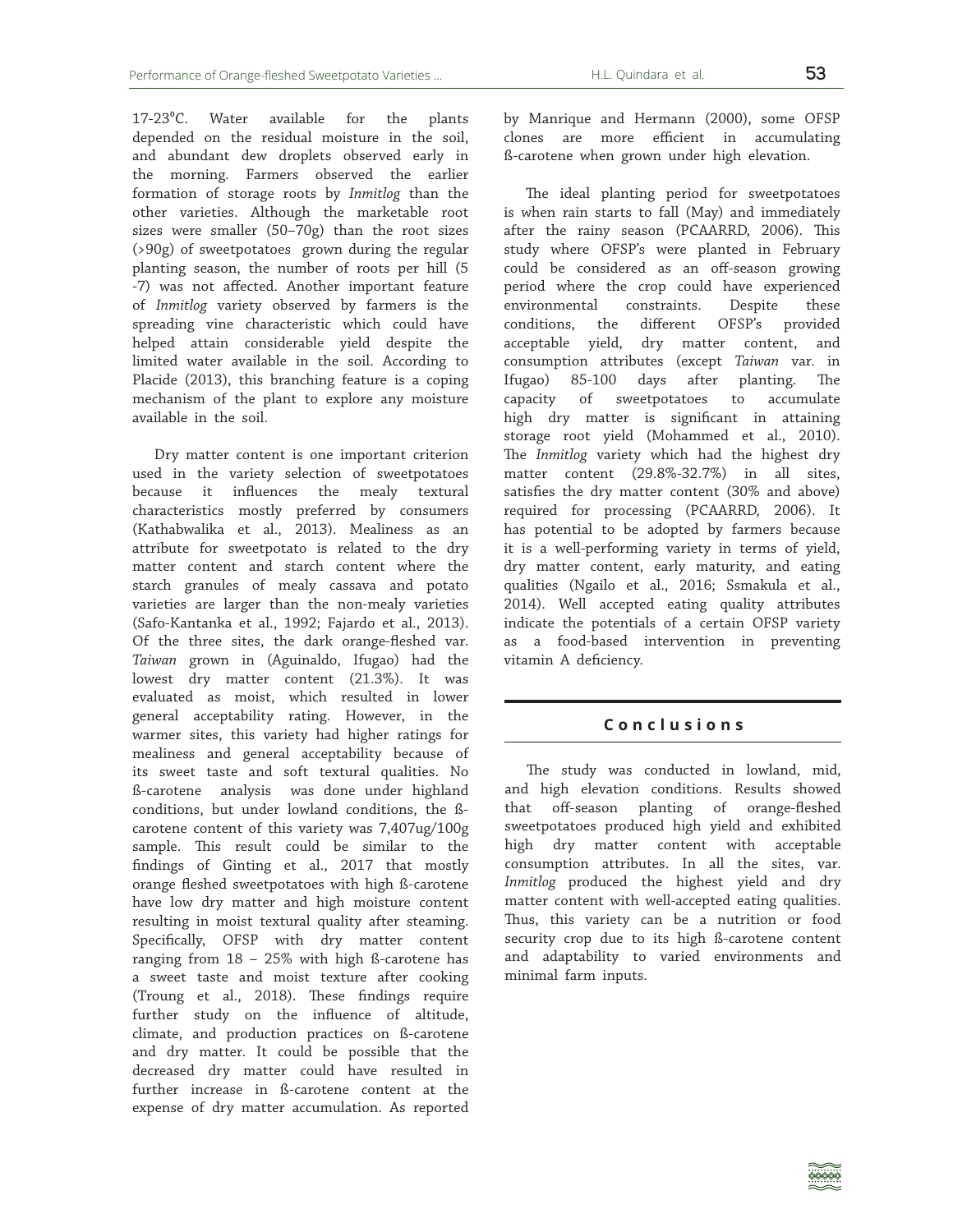17-23°C. Water available for the plants depended on the residual moisture in the soil, and abundant dew droplets observed early in the morning. Farmers observed the earlier formation of storage roots by *Inmitlog* than the other varieties. Although the marketable root sizes were smaller (50–70g) than the root sizes (>90g) of sweetpotatoes grown during the regular planting season, the number of roots per hill (5 -7) was not affected. Another important feature of *Inmitlog* variety observed by farmers is the spreading vine characteristic which could have helped attain considerable yield despite the limited water available in the soil. According to Placide (2013), this branching feature is a coping mechanism of the plant to explore any moisture available in the soil.

Dry matter content is one important criterion used in the variety selection of sweetpotatoes because it influences the mealy textural characteristics mostly preferred by consumers (Kathabwalika et al., 2013). Mealiness as an attribute for sweetpotato is related to the dry matter content and starch content where the starch granules of mealy cassava and potato varieties are larger than the non-mealy varieties (Safo-Kantanka et al., 1992; Fajardo et al., 2013). Of the three sites, the dark orange-fleshed var. *Taiwan* grown in (Aguinaldo, Ifugao) had the lowest dry matter content (21.3%). It was evaluated as moist, which resulted in lower general acceptability rating. However, in the warmer sites, this variety had higher ratings for mealiness and general acceptability because of its sweet taste and soft textural qualities. No ß-carotene analysis was done under highland conditions, but under lowland conditions, the ß-carotene content of this variety was 7,407ug/100g sample. This result could be similar to the findings of Ginting et al., 2017 that mostly orange fleshed sweetpotatoes with high ß-carotene have low dry matter and high moisture content resulting in moist textural quality after steaming. Specifically, OFSP with dry matter content ranging from 18 – 25% with high ß-carotene has a sweet taste and moist texture after cooking (Troung et al., 2018). These findings require further study on the influence of altitude, climate, and production practices on ß-carotene and dry matter. It could be possible that the decreased dry matter could have resulted in further increase in ß-carotene content at the expense of dry matter accumulation. As reported by Manrique and Hermann (2000), some OFSP clones are more efficient in accumulating ß-carotene when grown under high elevation.

The ideal planting period for sweetpotatoes is when rain starts to fall (May) and immediately after the rainy season (PCAARRD, 2006). This study where OFSP's were planted in February could be considered as an off-season growing period where the crop could have experienced environmental constraints. Despite these conditions, the different OFSP's provided acceptable yield, dry matter content, and consumption attributes (except *Taiwan* var. in Ifugao) 85-100 days after planting. The capacity of sweetpotatoes to accumulate high dry matter is significant in attaining storage root yield (Mohammed et al., 2010). The *Inmitlog* variety which had the highest dry matter content (29.8%-32.7%) in all sites, satisfies the dry matter content (30% and above) required for processing (PCAARRD, 2006). It has potential to be adopted by farmers because it is a well-performing variety in terms of yield, dry matter content, early maturity, and eating qualities (Ngailo et al., 2016; Ssmakula et al., 2014). Well accepted eating quality attributes indicate the potentials of a certain OFSP variety as a food-based intervention in preventing vitamin A deficiency.

## Conclusions

The study was conducted in lowland, mid, and high elevation conditions. Results showed that off-season planting of orange-fleshed sweetpotatoes produced high yield and exhibited high dry matter content with acceptable consumption attributes. In all the sites, var. *Inmitlog* produced the highest yield and dry matter content with well-accepted eating qualities. Thus, this variety can be a nutrition or food security crop due to its high ß-carotene content and adaptability to varied environments and minimal farm inputs.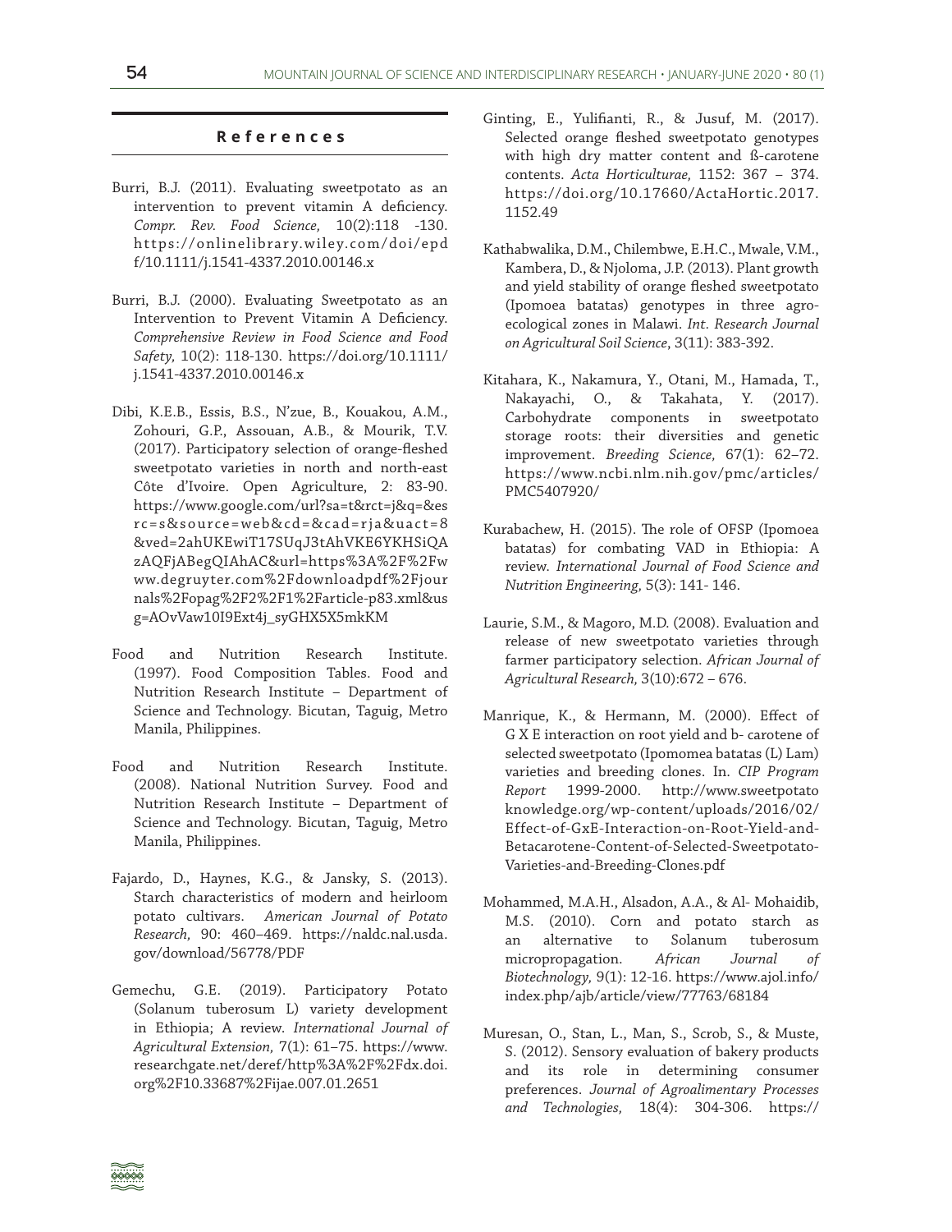## References

Burri, B.J. (2011). Evaluating sweetpotato as an intervention to prevent vitamin A deficiency. *Compr. Rev. Food Science,* 10(2):118 -130. https://onlinelibrary.wiley.com/doi/epdf/10.1111/j.1541-4337.2010.00146.x

Burri, B.J. (2000). Evaluating Sweetpotato as an Intervention to Prevent Vitamin A Deficiency. *Comprehensive Review in Food Science and Food Safety,* 10(2): 118-130. https://doi.org/10.1111/j.1541-4337.2010.00146.x

Dibi, K.E.B., Essis, B.S., N'zue, B., Kouakou, A.M., Zohouri, G.P., Assouan, A.B., & Mourik, T.V. (2017). Participatory selection of orange-fleshed sweetpotato varieties in north and north-east Côte d'Ivoire. Open Agriculture, 2: 83-90. https://www.google.com/url?sa=t&rct=j&q=&esrc=s&source=web&cd=&cad=rja&uact=8&ved=2ahUKEwiT17SUqJ3tAhVKE6YKHSiQAzAQFjABegQIAhAC&url=https%3A%2F%2Fwww.degruyter.com%2Fdownloadpdf%2Fjournals%2Fopag%2F2%2F1%2Farticle-p83.xml&usg=AOvVaw10I9Ext4j_syGHX5X5mkKM

Food and Nutrition Research Institute. (1997). Food Composition Tables. Food and Nutrition Research Institute – Department of Science and Technology. Bicutan, Taguig, Metro Manila, Philippines.

Food and Nutrition Research Institute. (2008). National Nutrition Survey. Food and Nutrition Research Institute – Department of Science and Technology. Bicutan, Taguig, Metro Manila, Philippines.

Fajardo, D., Haynes, K.G., & Jansky, S. (2013). Starch characteristics of modern and heirloom potato cultivars. *American Journal of Potato Research,* 90: 460–469. https://naldc.nal.usda.gov/download/56778/PDF

Gemechu, G.E. (2019). Participatory Potato (Solanum tuberosum L) variety development in Ethiopia; A review. *International Journal of Agricultural Extension,* 7(1): 61–75. https://www.researchgate.net/deref/http%3A%2F%2Fdx.doi.org%2F10.33687%2Fijae.007.01.2651

Ginting, E., Yulifianti, R., & Jusuf, M. (2017). Selected orange fleshed sweetpotato genotypes with high dry matter content and ß-carotene contents. *Acta Horticulturae,* 1152: 367 – 374. https://doi.org/10.17660/ActaHortic.2017.1152.49

Kathabwalika, D.M., Chilembwe, E.H.C., Mwale, V.M., Kambera, D., & Njoloma, J.P. (2013). Plant growth and yield stability of orange fleshed sweetpotato (Ipomoea batatas) genotypes in three agro-ecological zones in Malawi. *Int. Research Journal on Agricultural Soil Science*, 3(11): 383-392.

Kitahara, K., Nakamura, Y., Otani, M., Hamada, T., Nakayachi, O., & Takahata, Y. (2017). Carbohydrate components in sweetpotato storage roots: their diversities and genetic improvement. *Breeding Science,* 67(1): 62–72. https://www.ncbi.nlm.nih.gov/pmc/articles/PMC5407920/

Kurabachew, H. (2015). The role of OFSP (Ipomoea batatas) for combating VAD in Ethiopia: A review. *International Journal of Food Science and Nutrition Engineering,* 5(3): 141- 146.

Laurie, S.M., & Magoro, M.D. (2008). Evaluation and release of new sweetpotato varieties through farmer participatory selection. *African Journal of Agricultural Research,* 3(10):672 – 676.

Manrique, K., & Hermann, M. (2000). Effect of G X E interaction on root yield and b- carotene of selected sweetpotato (Ipomomea batatas (L) Lam) varieties and breeding clones. In. *CIP Program Report* 1999-2000. http://www.sweetpotatoknowledge.org/wp-content/uploads/2016/02/Effect-of-GxE-Interaction-on-Root-Yield-and-Betacarotene-Content-of-Selected-Sweetpotato-Varieties-and-Breeding-Clones.pdf

Mohammed, M.A.H., Alsadon, A.A., & Al- Mohaidib, M.S. (2010). Corn and potato starch as an alternative to Solanum tuberosum micropropagation. *African Journal of Biotechnology,* 9(1): 12-16. https://www.ajol.info/index.php/ajb/article/view/77763/68184

Muresan, O., Stan, L., Man, S., Scrob, S., & Muste, S. (2012). Sensory evaluation of bakery products and its role in determining consumer preferences. *Journal of Agroalimentary Processes and Technologies,* 18(4): 304-306. https://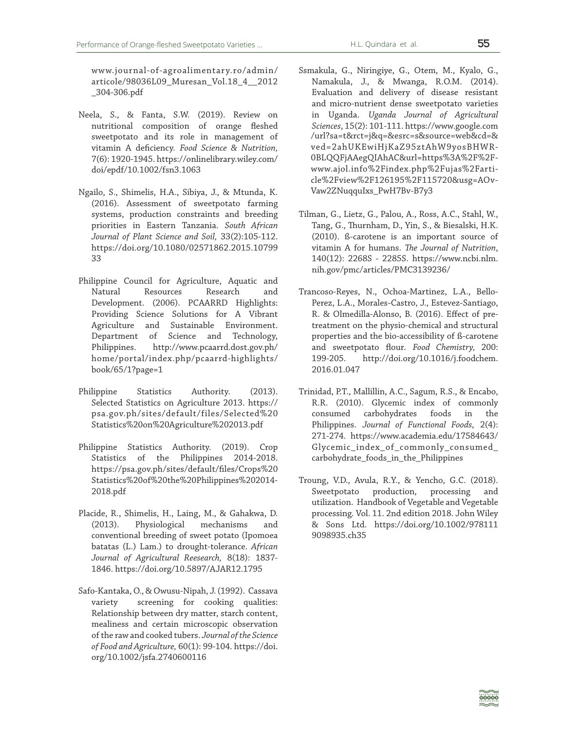www.journal-of-agroalimentary.ro/admin/articole/98036L09_Muresan_Vol.18_4__2012_304-306.pdf

Neela, S., & Fanta, S.W. (2019). Review on nutritional composition of orange fleshed sweetpotato and its role in management of vitamin A deficiency. *Food Science & Nutrition,* 7(6): 1920-1945. https://onlinelibrary.wiley.com/doi/epdf/10.1002/fsn3.1063

Ngailo, S., Shimelis, H.A., Sibiya, J., & Mtunda, K. (2016). Assessment of sweetpotato farming systems, production constraints and breeding priorities in Eastern Tanzania. *South African Journal of Plant Science and Soil,* 33(2):105-112. https://doi.org/10.1080/02571862.2015.1079933

Philippine Council for Agriculture, Aquatic and Natural Resources Research and Development. (2006). PCAARRD Highlights: Providing Science Solutions for A Vibrant Agriculture and Sustainable Environment. Department of Science and Technology, Philippines. http://www.pcaarrd.dost.gov.ph/home/portal/index.php/pcaarrd-highlights/book/65/1?page=1

Philippine Statistics Authority. (2013). Selected Statistics on Agriculture 2013. https://psa.gov.ph/sites/default/files/Selected%20Statistics%20on%20Agriculture%202013.pdf

Philippine Statistics Authority. (2019). Crop Statistics of the Philippines 2014-2018. https://psa.gov.ph/sites/default/files/Crops%20Statistics%20of%20the%20Philippines%202014-2018.pdf

Placide, R., Shimelis, H., Laing, M., & Gahakwa, D. (2013). Physiological mechanisms and conventional breeding of sweet potato (Ipomoea batatas (L.) Lam.) to drought-tolerance. *African Journal of Agricultural Reesearch,* 8(18): 1837-1846. https://doi.org/10.5897/AJAR12.1795

Safo-Kantaka, O., & Owusu-Nipah, J. (1992). Cassava variety screening for cooking qualities: Relationship between dry matter, starch content, mealiness and certain microscopic observation of the raw and cooked tubers. *Journal of the Science of Food and Agriculture,* 60(1): 99-104. https://doi.org/10.1002/jsfa.2740600116

Ssmakula, G., Niringiye, G., Otem, M., Kyalo, G., Namakula, J., & Mwanga, R.O.M. (2014). Evaluation and delivery of disease resistant and micro-nutrient dense sweetpotato varieties in Uganda. *Uganda Journal of Agricultural Sciences*, 15(2): 101-111. https://www.google.com/url?sa=t&rct=j&q=&esrc=s&source=web&cd=&ved=2ahUKEwiHjKaZ95ztAhW9yosBHWR-0BLQQFjAAegQIAhAC&url=https%3A%2F%2Fwww.ajol.info%2Findex.php%2Fujas%2Farticle%2Fview%2F126195%2F115720&usg=AOvVaw2ZNuqquIxs_PwH7Bv-B7y3

Tilman, G., Lietz, G., Palou, A., Ross, A.C., Stahl, W., Tang, G., Thurnham, D., Yin, S., & Biesalski, H.K. (2010). ß-carotene is an important source of vitamin A for humans. *The Journal of Nutrition*, 140(12): 2268S - 2285S. https://www.ncbi.nlm.nih.gov/pmc/articles/PMC3139236/

Trancoso-Reyes, N., Ochoa-Martinez, L.A., Bello-Perez, L.A., Morales-Castro, J., Estevez-Santiago, R. & Olmedilla-Alonso, B. (2016). Effect of pre-treatment on the physio-chemical and structural properties and the bio-accessibility of ß-carotene and sweetpotato flour. *Food Chemistry,* 200: 199-205. http://doi.org/10.1016/j.foodchem.2016.01.047

Trinidad, P.T., Mallillin, A.C., Sagum, R.S., & Encabo, R.R. (2010). Glycemic index of commonly consumed carbohydrates foods in the Philippines. *Journal of Functional Foods*, 2(4): 271-274. https://www.academia.edu/17584643/Glycemic_index_of_commonly_consumed_carbohydrate_foods_in_the_Philippines

Troung, V.D., Avula, R.Y., & Yencho, G.C. (2018). Sweetpotato production, processing and utilization. Handbook of Vegetable and Vegetable processing. Vol. 11. 2nd edition 2018. John Wiley & Sons Ltd. https://doi.org/10.1002/9781119098935.ch35